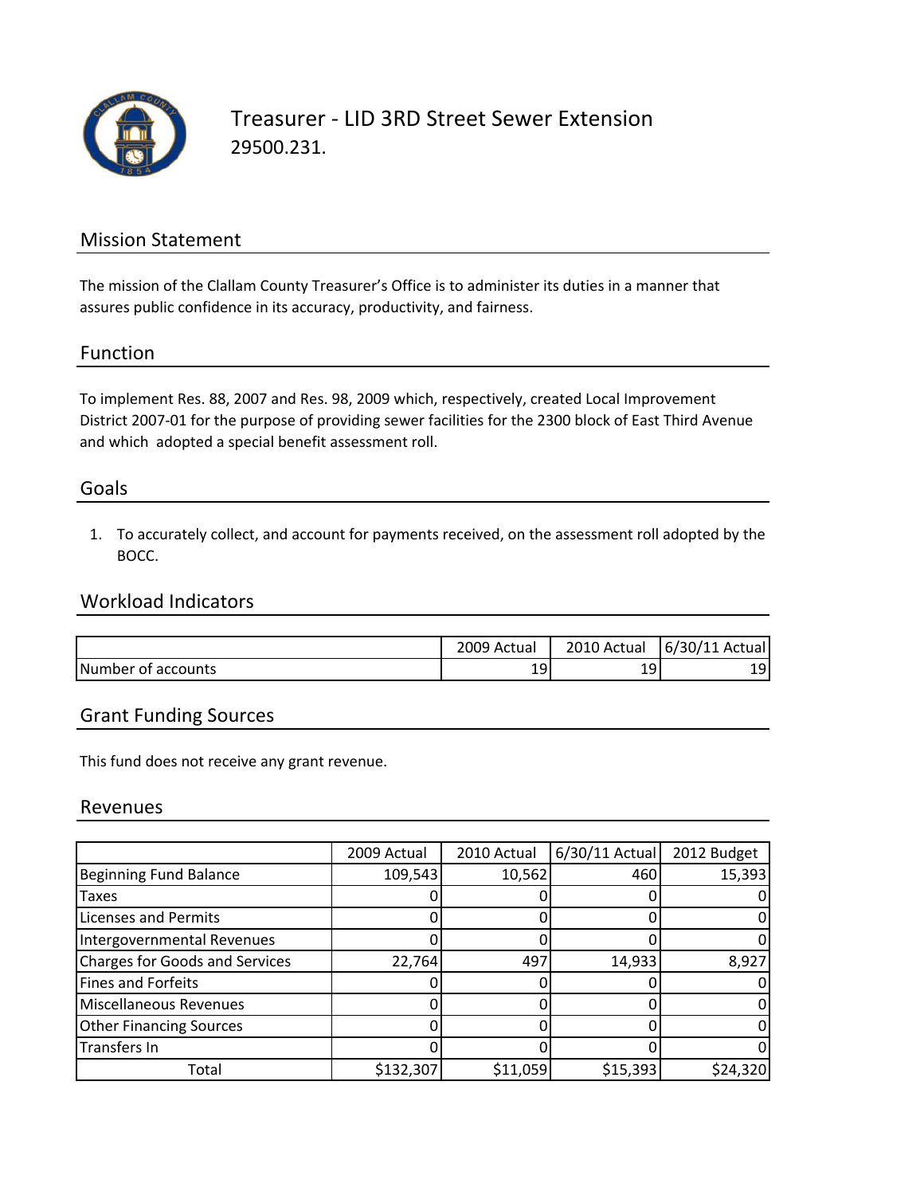# Treasurer - LID 3RD Street Sewer Extension

29500.231.

## Mission Statement

The mission of the Clallam County Treasurer's Office is to administer its duties in a manner that assures public confidence in its accuracy, productivity, and fairness.

## Function

To implement Res. 88, 2007 and Res. 98, 2009 which, respectively, created Local Improvement District 2007-01 for the purpose of providing sewer facilities for the 2300 block of East Third Avenue and which adopted a special benefit assessment roll.

## Goals

1. To accurately collect, and account for payments received, on the assessment roll adopted by the BOCC.

## Workload Indicators

| | 2009 Actual | 2010 Actual | 6/30/11 Actual |
|---|---|---|---|
| Number of accounts | 19 | 19 | 19 |

## Grant Funding Sources

This fund does not receive any grant revenue.

## Revenues

| | 2009 Actual | 2010 Actual | 6/30/11 Actual | 2012 Budget |
|---|---|---|---|---|
| Beginning Fund Balance | 109,543 | 10,562 | 460 | 15,393 |
| Taxes | 0 | 0 | 0 | 0 |
| Licenses and Permits | 0 | 0 | 0 | 0 |
| Intergovernmental Revenues | 0 | 0 | 0 | 0 |
| Charges for Goods and Services | 22,764 | 497 | 14,933 | 8,927 |
| Fines and Forfeits | 0 | 0 | 0 | 0 |
| Miscellaneous Revenues | 0 | 0 | 0 | 0 |
| Other Financing Sources | 0 | 0 | 0 | 0 |
| Transfers In | 0 | 0 | 0 | 0 |
| Total | $132,307 | $11,059 | $15,393 | $24,320 |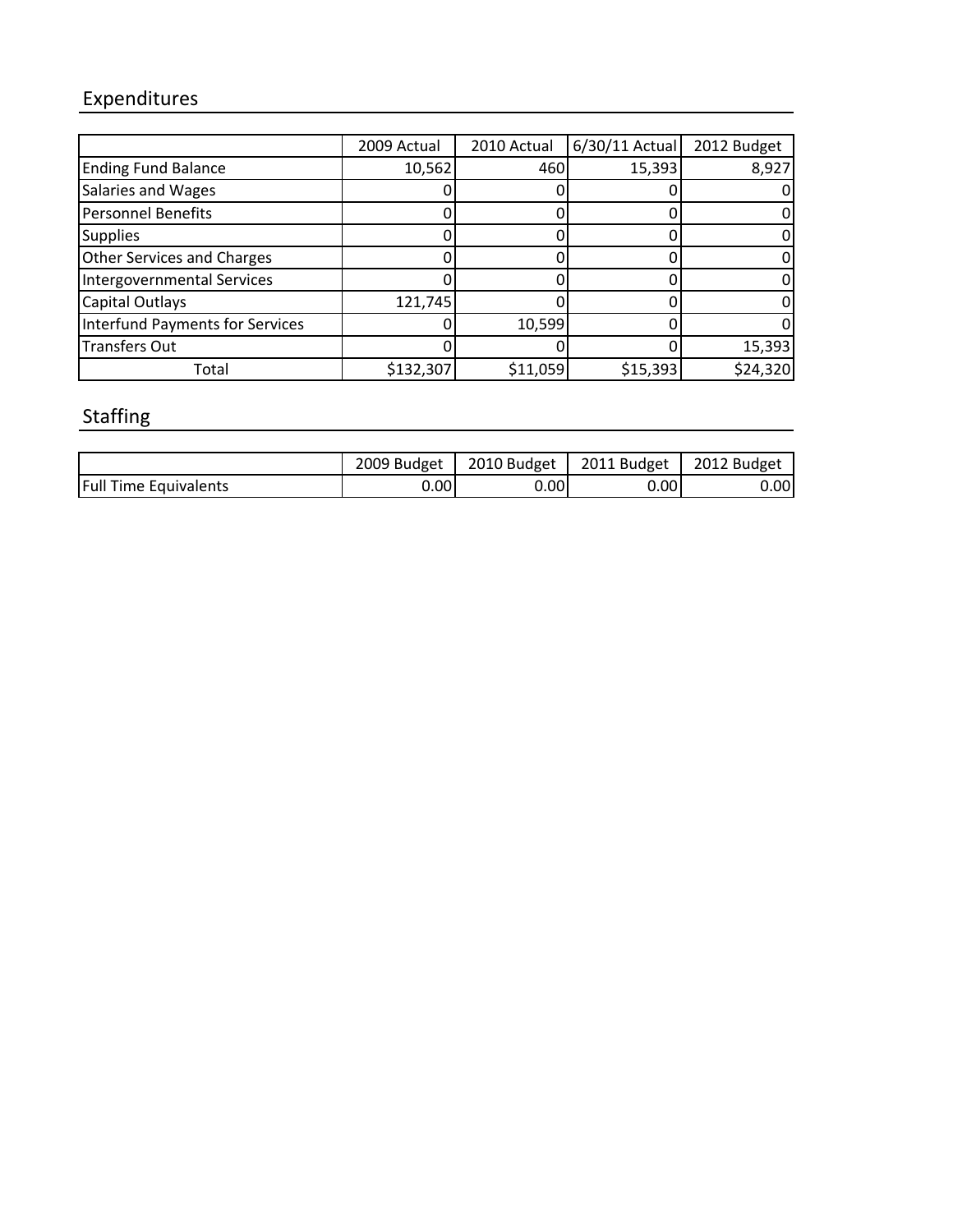## Expenditures

| | 2009 Actual | 2010 Actual | 6/30/11 Actual | 2012 Budget |
|---|---|---|---|---|
| Ending Fund Balance | 10,562 | 460 | 15,393 | 8,927 |
| Salaries and Wages | 0 | 0 | 0 | 0 |
| Personnel Benefits | 0 | 0 | 0 | 0 |
| Supplies | 0 | 0 | 0 | 0 |
| Other Services and Charges | 0 | 0 | 0 | 0 |
| Intergovernmental Services | 0 | 0 | 0 | 0 |
| Capital Outlays | 121,745 | 0 | 0 | 0 |
| Interfund Payments for Services | 0 | 10,599 | 0 | 0 |
| Transfers Out | 0 | 0 | 0 | 15,393 |
| Total | $132,307 | $11,059 | $15,393 | $24,320 |

## Staffing

| | 2009 Budget | 2010 Budget | 2011 Budget | 2012 Budget |
|---|---|---|---|---|
| Full Time Equivalents | 0.00 | 0.00 | 0.00 | 0.00 |